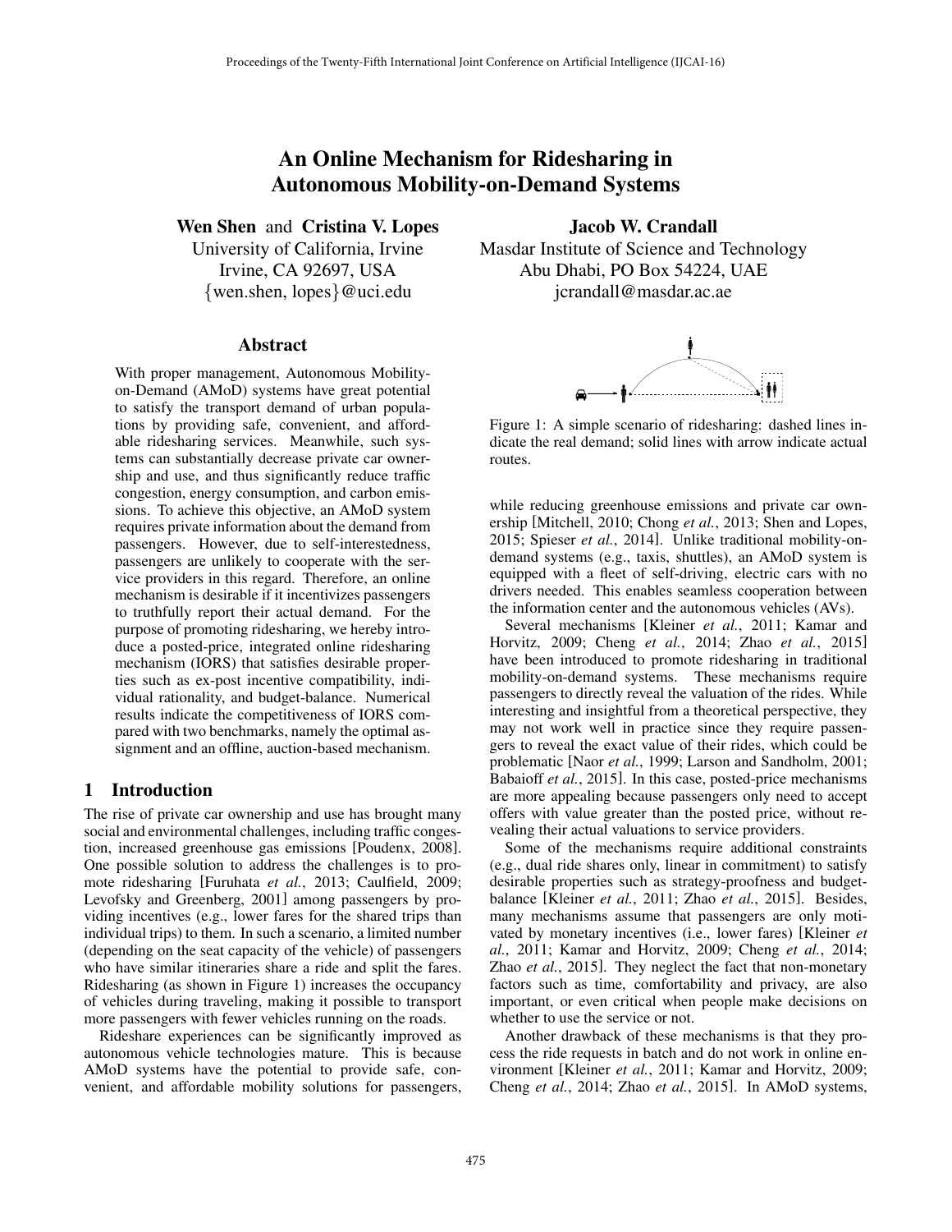# An Online Mechanism for Ridesharing in Autonomous Mobility-on-Demand Systems

**Wen Shen** and **Cristina V. Lopes**
University of California, Irvine
Irvine, CA 92697, USA
{wen.shen, lopes}@uci.edu

**Jacob W. Crandall**
Masdar Institute of Science and Technology
Abu Dhabi, PO Box 54224, UAE
jcrandall@masdar.ac.ae

## Abstract

With proper management, Autonomous Mobility-on-Demand (AMoD) systems have great potential to satisfy the transport demand of urban populations by providing safe, convenient, and affordable ridesharing services. Meanwhile, such systems can substantially decrease private car ownership and use, and thus significantly reduce traffic congestion, energy consumption, and carbon emissions. To achieve this objective, an AMoD system requires private information about the demand from passengers. However, due to self-interestedness, passengers are unlikely to cooperate with the service providers in this regard. Therefore, an online mechanism is desirable if it incentivizes passengers to truthfully report their actual demand. For the purpose of promoting ridesharing, we hereby introduce a posted-price, integrated online ridesharing mechanism (IORS) that satisfies desirable properties such as ex-post incentive compatibility, individual rationality, and budget-balance. Numerical results indicate the competitiveness of IORS compared with two benchmarks, namely the optimal assignment and an offline, auction-based mechanism.

## 1 Introduction

The rise of private car ownership and use has brought many social and environmental challenges, including traffic congestion, increased greenhouse gas emissions [Poudenx, 2008]. One possible solution to address the challenges is to promote ridesharing [Furuhata *et al.*, 2013; Caulfield, 2009; Levofsky and Greenberg, 2001] among passengers by providing incentives (e.g., lower fares for the shared trips than individual trips) to them. In such a scenario, a limited number (depending on the seat capacity of the vehicle) of passengers who have similar itineraries share a ride and split the fares. Ridesharing (as shown in Figure 1) increases the occupancy of vehicles during traveling, making it possible to transport more passengers with fewer vehicles running on the roads.

Rideshare experiences can be significantly improved as autonomous vehicle technologies mature. This is because AMoD systems have the potential to provide safe, convenient, and affordable mobility solutions for passengers, while reducing greenhouse emissions and private car ownership [Mitchell, 2010; Chong *et al.*, 2013; Shen and Lopes, 2015; Spieser *et al.*, 2014]. Unlike traditional mobility-on-demand systems (e.g., taxis, shuttles), an AMoD system is equipped with a fleet of self-driving, electric cars with no drivers needed. This enables seamless cooperation between the information center and the autonomous vehicles (AVs).

Figure 1: A simple scenario of ridesharing: dashed lines indicate the real demand; solid lines with arrow indicate actual routes.

Several mechanisms [Kleiner *et al.*, 2011; Kamar and Horvitz, 2009; Cheng *et al.*, 2014; Zhao *et al.*, 2015] have been introduced to promote ridesharing in traditional mobility-on-demand systems. These mechanisms require passengers to directly reveal the valuation of the rides. While interesting and insightful from a theoretical perspective, they may not work well in practice since they require passengers to reveal the exact value of their rides, which could be problematic [Naor *et al.*, 1999; Larson and Sandholm, 2001; Babaioff *et al.*, 2015]. In this case, posted-price mechanisms are more appealing because passengers only need to accept offers with value greater than the posted price, without revealing their actual valuations to service providers.

Some of the mechanisms require additional constraints (e.g., dual ride shares only, linear in commitment) to satisfy desirable properties such as strategy-proofness and budget-balance [Kleiner *et al.*, 2011; Zhao *et al.*, 2015]. Besides, many mechanisms assume that passengers are only motivated by monetary incentives (i.e., lower fares) [Kleiner *et al.*, 2011; Kamar and Horvitz, 2009; Cheng *et al.*, 2014; Zhao *et al.*, 2015]. They neglect the fact that non-monetary factors such as time, comfortability and privacy, are also important, or even critical when people make decisions on whether to use the service or not.

Another drawback of these mechanisms is that they process the ride requests in batch and do not work in online environment [Kleiner *et al.*, 2011; Kamar and Horvitz, 2009; Cheng *et al.*, 2014; Zhao *et al.*, 2015]. In AMoD systems,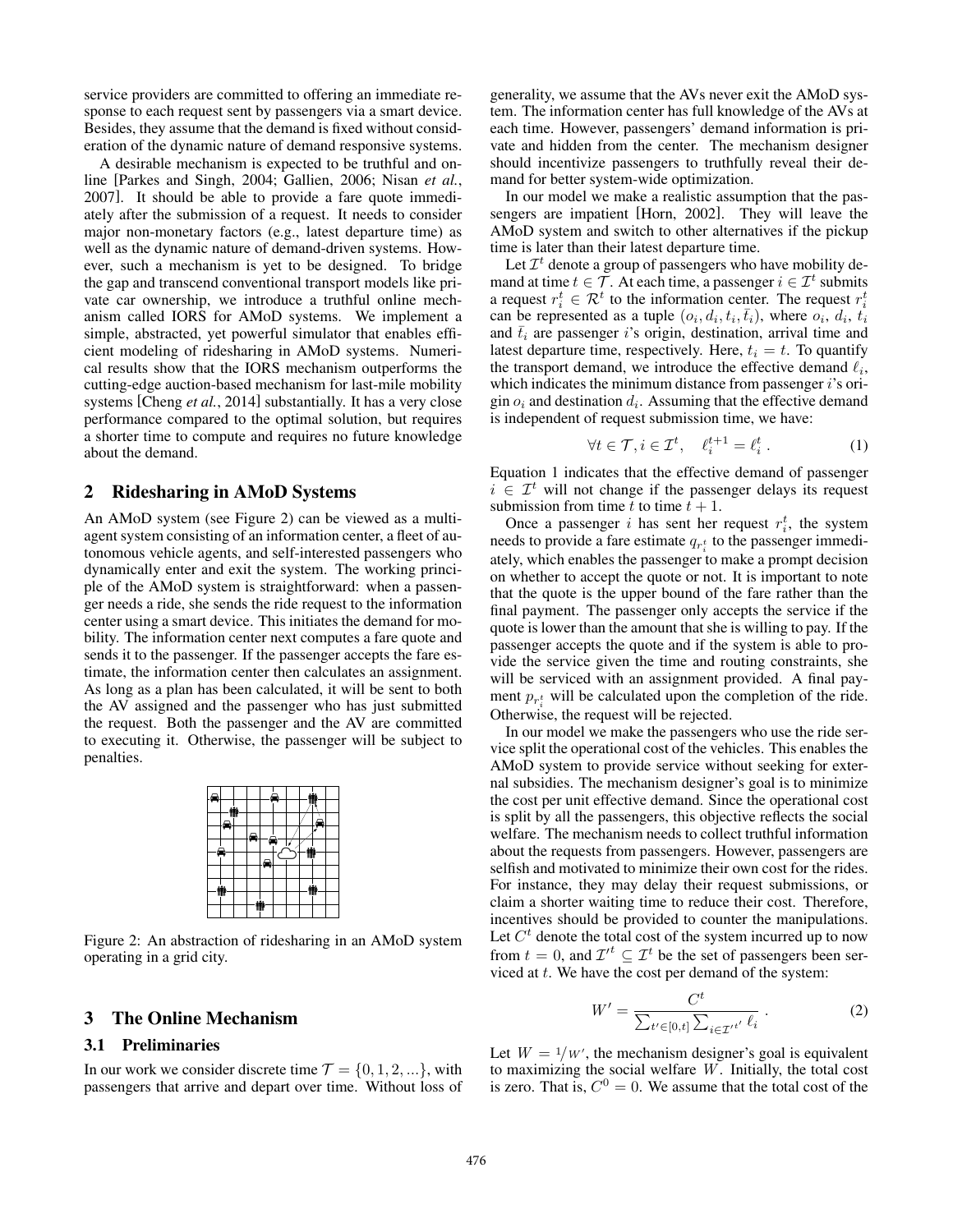service providers are committed to offering an immediate response to each request sent by passengers via a smart device. Besides, they assume that the demand is fixed without consideration of the dynamic nature of demand responsive systems.

A desirable mechanism is expected to be truthful and online [Parkes and Singh, 2004; Gallien, 2006; Nisan *et al.*, 2007]. It should be able to provide a fare quote immediately after the submission of a request. It needs to consider major non-monetary factors (e.g., latest departure time) as well as the dynamic nature of demand-driven systems. However, such a mechanism is yet to be designed. To bridge the gap and transcend conventional transport models like private car ownership, we introduce a truthful online mechanism called IORS for AMoD systems. We implement a simple, abstracted, yet powerful simulator that enables efficient modeling of ridesharing in AMoD systems. Numerical results show that the IORS mechanism outperforms the cutting-edge auction-based mechanism for last-mile mobility systems [Cheng *et al.*, 2014] substantially. It has a very close performance compared to the optimal solution, but requires a shorter time to compute and requires no future knowledge about the demand.

## 2 Ridesharing in AMoD Systems

An AMoD system (see Figure 2) can be viewed as a multi-agent system consisting of an information center, a fleet of autonomous vehicle agents, and self-interested passengers who dynamically enter and exit the system. The working principle of the AMoD system is straightforward: when a passenger needs a ride, she sends the ride request to the information center using a smart device. This initiates the demand for mobility. The information center next computes a fare quote and sends it to the passenger. If the passenger accepts the fare estimate, the information center then calculates an assignment. As long as a plan has been calculated, it will be sent to both the AV assigned and the passenger who has just submitted the request. Both the passenger and the AV are committed to executing it. Otherwise, the passenger will be subject to penalties.

Figure 2: An abstraction of ridesharing in an AMoD system operating in a grid city.

## 3 The Online Mechanism

### 3.1 Preliminaries

In our work we consider discrete time $\mathcal{T} = \{0, 1, 2, ...\}$, with passengers that arrive and depart over time. Without loss of generality, we assume that the AVs never exit the AMoD system. The information center has full knowledge of the AVs at each time. However, passengers' demand information is private and hidden from the center. The mechanism designer should incentivize passengers to truthfully reveal their demand for better system-wide optimization.

In our model we make a realistic assumption that the passengers are impatient [Horn, 2002]. They will leave the AMoD system and switch to other alternatives if the pickup time is later than their latest departure time.

Let $\mathcal{I}^t$ denote a group of passengers who have mobility demand at time $t \in \mathcal{T}$. At each time, a passenger $i \in \mathcal{I}^t$ submits a request $r_i^t \in \mathcal{R}^t$ to the information center. The request $r_i^t$ can be represented as a tuple $(o_i, d_i, t_i, \bar{t}_i)$, where $o_i$, $d_i$, $t_i$ and $\bar{t}_i$ are passenger $i$'s origin, destination, arrival time and latest departure time, respectively. Here, $t_i = t$. To quantify the transport demand, we introduce the effective demand $\ell_i$, which indicates the minimum distance from passenger $i$'s origin $o_i$ and destination $d_i$. Assuming that the effective demand is independent of request submission time, we have:

$$\forall t \in \mathcal{T}, i \in \mathcal{I}^t, \quad \ell_i^{t+1} = \ell_i^t \,. \tag{1}$$

Equation 1 indicates that the effective demand of passenger $i \in \mathcal{I}^t$ will not change if the passenger delays its request submission from time $t$ to time $t + 1$.

Once a passenger $i$ has sent her request $r_i^t$, the system needs to provide a fare estimate $q_{r_i^t}$ to the passenger immediately, which enables the passenger to make a prompt decision on whether to accept the quote or not. It is important to note that the quote is the upper bound of the fare rather than the final payment. The passenger only accepts the service if the quote is lower than the amount that she is willing to pay. If the passenger accepts the quote and if the system is able to provide the service given the time and routing constraints, she will be serviced with an assignment provided. A final payment $p_{r_i^t}$ will be calculated upon the completion of the ride. Otherwise, the request will be rejected.

In our model we make the passengers who use the ride service split the operational cost of the vehicles. This enables the AMoD system to provide service without seeking for external subsidies. The mechanism designer's goal is to minimize the cost per unit effective demand. Since the operational cost is split by all the passengers, this objective reflects the social welfare. The mechanism needs to collect truthful information about the requests from passengers. However, passengers are selfish and motivated to minimize their own cost for the rides. For instance, they may delay their request submissions, or claim a shorter waiting time to reduce their cost. Therefore, incentives should be provided to counter the manipulations. Let $C^t$ denote the total cost of the system incurred up to now from $t = 0$, and $\mathcal{I}'^t \subseteq \mathcal{I}^t$ be the set of passengers been serviced at $t$. We have the cost per demand of the system:

$$W' = \frac{C^t}{\sum_{t' \in [0,t]} \sum_{i \in \mathcal{I}'^{t'}} \ell_i} \,. \tag{2}$$

Let $W = 1/W'$, the mechanism designer's goal is equivalent to maximizing the social welfare $W$. Initially, the total cost is zero. That is, $C^0 = 0$. We assume that the total cost of the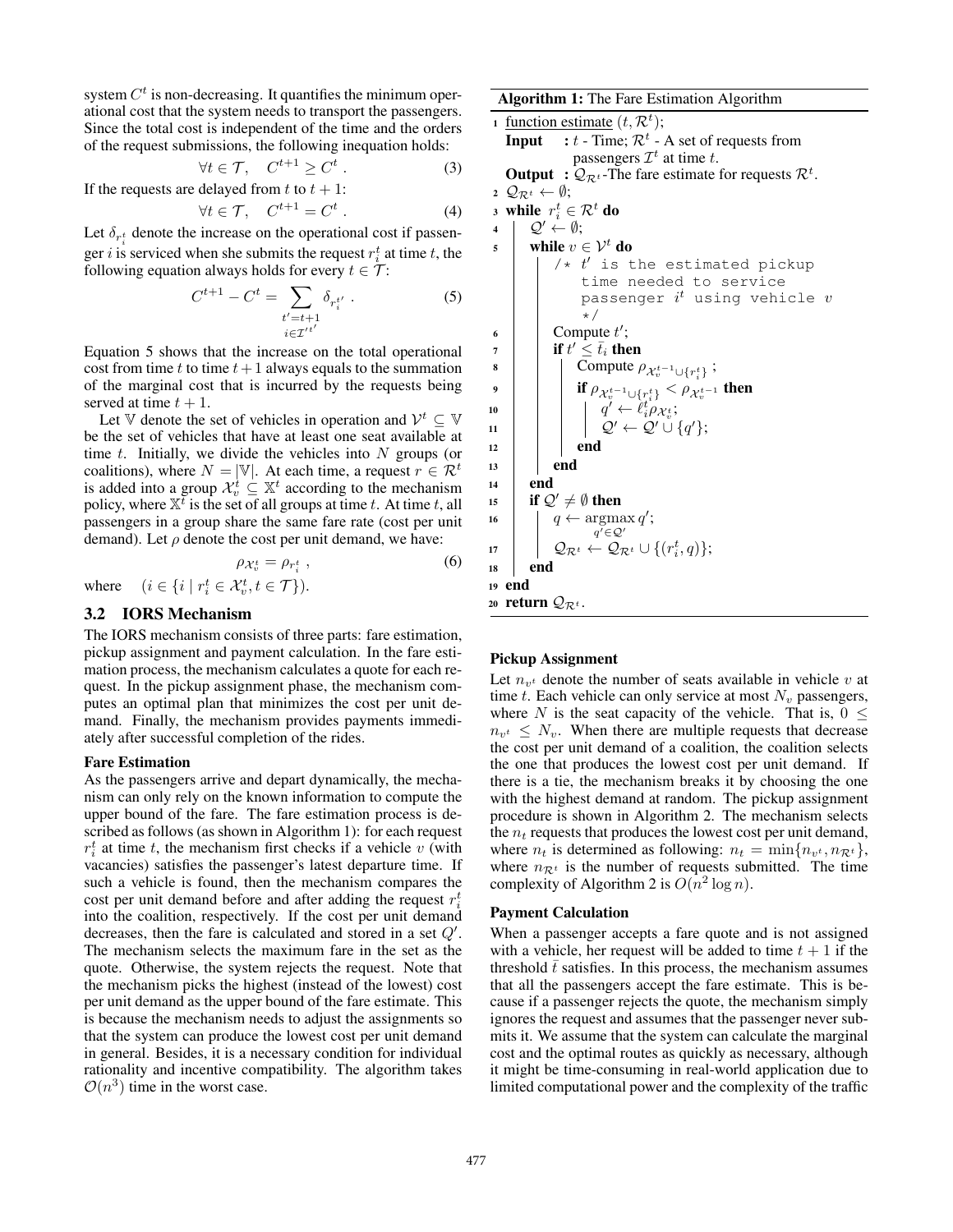system $C^t$ is non-decreasing. It quantifies the minimum operational cost that the system needs to transport the passengers. Since the total cost is independent of the time and the orders of the request submissions, the following inequation holds:

$$\forall t \in \mathcal{T}, \quad C^{t+1} \geq C^t \, . \tag{3}$$

If the requests are delayed from $t$ to $t+1$:

$$\forall t \in \mathcal{T}, \quad C^{t+1} = C^t \, . \tag{4}$$

Let $\delta_{r_i^t}$ denote the increase on the operational cost if passenger $i$ is serviced when she submits the request $r_i^t$ at time $t$, the following equation always holds for every $t \in \mathcal{T}$:

$$C^{t+1} - C^t = \sum_{\substack{t'=t+1 \\ i \in \mathcal{I}'^{t'}}} \delta_{r_i^{t'}} \, . \tag{5}$$

Equation 5 shows that the increase on the total operational cost from time $t$ to time $t+1$ always equals to the summation of the marginal cost that is incurred by the requests being served at time $t+1$.

Let $\mathbb{V}$ denote the set of vehicles in operation and $\mathcal{V}^t \subseteq \mathbb{V}$ be the set of vehicles that have at least one seat available at time $t$. Initially, we divide the vehicles into $N$ groups (or coalitions), where $N = |\mathbb{V}|$. At each time, a request $r \in \mathcal{R}^t$ is added into a group $\mathcal{X}_v^t \subseteq \mathbb{X}^t$ according to the mechanism policy, where $\mathbb{X}^t$ is the set of all groups at time $t$. At time $t$, all passengers in a group share the same fare rate (cost per unit demand). Let $\rho$ denote the cost per unit demand, we have:

$$\rho_{\mathcal{X}_v^t} = \rho_{r_i^t} \, , \tag{6}$$

where $\quad (i \in \{i \mid r_i^t \in \mathcal{X}_v^t, t \in \mathcal{T}\})$.

## 3.2 IORS Mechanism

The IORS mechanism consists of three parts: fare estimation, pickup assignment and payment calculation. In the fare estimation process, the mechanism calculates a quote for each request. In the pickup assignment phase, the mechanism computes an optimal plan that minimizes the cost per unit demand. Finally, the mechanism provides payments immediately after successful completion of the rides.

### Fare Estimation

As the passengers arrive and depart dynamically, the mechanism can only rely on the known information to compute the upper bound of the fare. The fare estimation process is described as follows (as shown in Algorithm 1): for each request $r_i^t$ at time $t$, the mechanism first checks if a vehicle $v$ (with vacancies) satisfies the passenger's latest departure time. If such a vehicle is found, then the mechanism compares the cost per unit demand before and after adding the request $r_i^t$ into the coalition, respectively. If the cost per unit demand decreases, then the fare is calculated and stored in a set $Q'$. The mechanism selects the maximum fare in the set as the quote. Otherwise, the system rejects the request. Note that the mechanism picks the highest (instead of the lowest) cost per unit demand as the upper bound of the fare estimate. This is because the mechanism needs to adjust the assignments so that the system can produce the lowest cost per unit demand in general. Besides, it is a necessary condition for individual rationality and incentive compatibility. The algorithm takes $\mathcal{O}(n^3)$ time in the worst case.

**Algorithm 1:** The Fare Estimation Algorithm

```
1  function estimate (t, R^t);
   Input  : t - Time; R^t - A set of requests from
            passengers I^t at time t.
   Output : Q_{R^t} - The fare estimate for requests R^t.
2  Q_{R^t} ← ∅;
3  while r_i^t ∈ R^t do
4      Q' ← ∅;
5      while v ∈ V^t do
           /* t' is the estimated pickup
              time needed to service
              passenger i^t using vehicle v
              */
6          Compute t';
7          if t' ≤ t̄_i then
8              Compute ρ_{X_v^{t-1} ∪ {r_i^t}};
9              if ρ_{X_v^{t-1} ∪ {r_i^t}} < ρ_{X_v^{t-1}} then
10                 q' ← ℓ_i^t ρ_{X_v^t};
11                 Q' ← Q' ∪ {q'};
12             end
13         end
14     end
15     if Q' ≠ ∅ then
16         q ← argmax_{q' ∈ Q'} q';
17         Q_{R^t} ← Q_{R^t} ∪ {(r_i^t, q)};
18     end
19 end
20 return Q_{R^t}.
```

### Pickup Assignment

Let $n_{v^t}$ denote the number of seats available in vehicle $v$ at time $t$. Each vehicle can only service at most $N_v$ passengers, where $N$ is the seat capacity of the vehicle. That is, $0 \leq n_{v^t} \leq N_v$. When there are multiple requests that decrease the cost per unit demand of a coalition, the coalition selects the one that produces the lowest cost per unit demand. If there is a tie, the mechanism breaks it by choosing the one with the highest demand at random. The pickup assignment procedure is shown in Algorithm 2. The mechanism selects the $n_t$ requests that produces the lowest cost per unit demand, where $n_t$ is determined as following: $n_t = \min\{n_{v^t}, n_{\mathcal{R}^t}\}$, where $n_{\mathcal{R}^t}$ is the number of requests submitted. The time complexity of Algorithm 2 is $O(n^2 \log n)$.

### Payment Calculation

When a passenger accepts a fare quote and is not assigned with a vehicle, her request will be added to time $t+1$ if the threshold $\bar{t}$ satisfies. In this process, the mechanism assumes that all the passengers accept the fare estimate. This is because if a passenger rejects the quote, the mechanism simply ignores the request and assumes that the passenger never submits it. We assume that the system can calculate the marginal cost and the optimal routes as quickly as necessary, although it might be time-consuming in real-world application due to limited computational power and the complexity of the traffic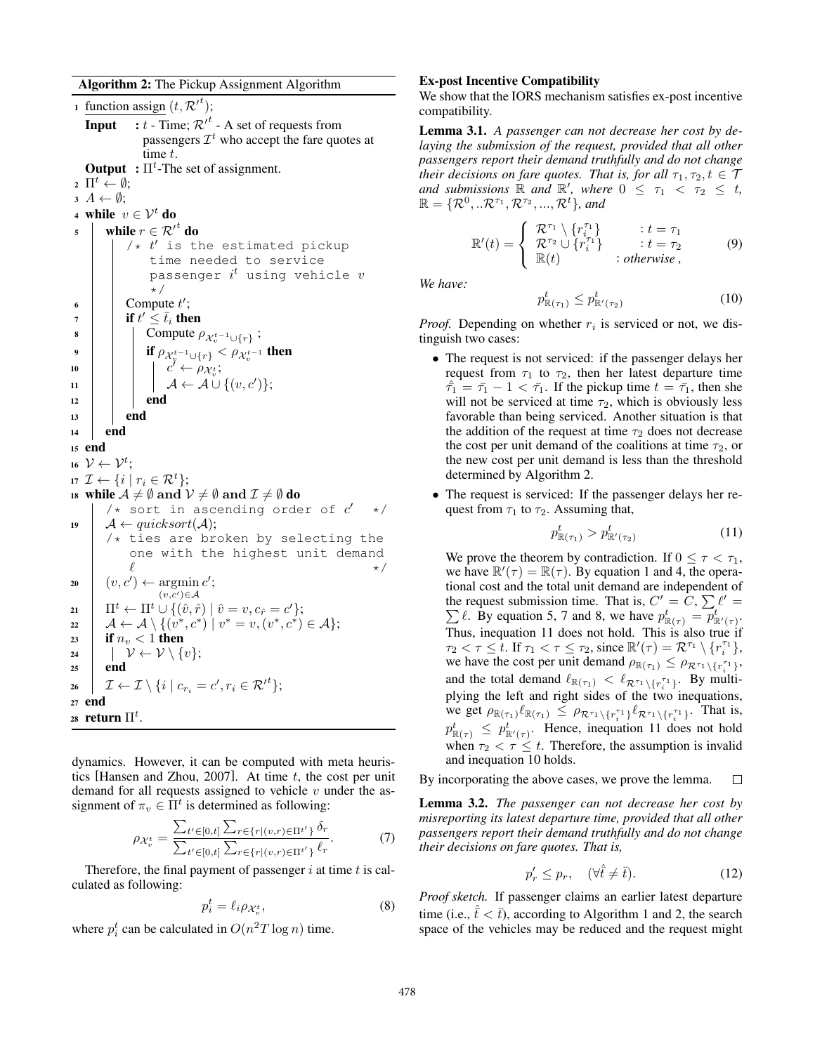**Algorithm 2:** The Pickup Assignment Algorithm

```
1  function assign (t, R'^t);
   Input  : t - Time; R'^t - A set of requests from
            passengers I^t who accept the fare quotes at
            time t.
   Output : Π^t-The set of assignment.
2  Π^t ← ∅;
3  A ← ∅;
4  while v ∈ V^t do
5      while r ∈ R'^t do
           /* t' is the estimated pickup
              time needed to service
              passenger i^t using vehicle v
              */
6          Compute t';
7          if t' ≤ t̄_i then
8              Compute ρ_{X_v^{t-1} ∪ {r}} ;
9              if ρ_{X_v^{t-1} ∪ {r}} < ρ_{X_v^{t-1}} then
10                 c' ← ρ_{X_v^t};
11                 A ← A ∪ {(v, c')};
12             end
13         end
14     end
15 end
16 V ← V^t;
17 I ← {i | r_i ∈ R^t};
18 while A ≠ ∅ and V ≠ ∅ and I ≠ ∅ do
       /* sort in ascending order of c'   */
19     A ← quicksort(A);
       /* ties are broken by selecting the
          one with the highest unit demand
          ℓ                               */
20     (v, c') ← argmin_{(v,c')∈A} c';
21     Π^t ← Π^t ∪ {(v̂, r̂) | v̂ = v, c_r̂ = c'};
22     A ← A \ {(v*, c*) | v* = v, (v*, c*) ∈ A};
23     if n_v < 1 then
24         V ← V \ {v};
25     end
26     I ← I \ {i | c_{r_i} = c', r_i ∈ R'^t};
27 end
28 return Π^t.
```

dynamics. However, it can be computed with meta heuristics [Hansen and Zhou, 2007]. At time $t$, the cost per unit demand for all requests assigned to vehicle $v$ under the assignment of $\pi_v \in \Pi^t$ is determined as following:

$$\rho_{\mathcal{X}_v^t} = \frac{\sum_{t'\in[0,t]} \sum_{r\in\{r|(v,r)\in\Pi^{t'}\}} \delta_r}{\sum_{t'\in[0,t]} \sum_{r\in\{r|(v,r)\in\Pi^{t'}\}} \ell_r}. \tag{7}$$

Therefore, the final payment of passenger $i$ at time $t$ is calculated as following:

$$p_i^t = \ell_i \rho_{\mathcal{X}_v^t}, \tag{8}$$

where $p_i^t$ can be calculated in $O(n^2 T \log n)$ time.

### Ex-post Incentive Compatibility

We show that the IORS mechanism satisfies ex-post incentive compatibility.

**Lemma 3.1.** *A passenger can not decrease her cost by delaying the submission of the request, provided that all other passengers report their demand truthfully and do not change their decisions on fare quotes. That is, for all $\tau_1, \tau_2, t \in \mathcal{T}$ and submissions $\mathbb{R}$ and $\mathbb{R}'$, where $0 \leq \tau_1 < \tau_2 \leq t$, $\mathbb{R} = \{\mathcal{R}^0, ..\mathcal{R}^{\tau_1}, \mathcal{R}^{\tau_2}, ..., \mathcal{R}^t\}$, and*

$$\mathbb{R}'(t) = \begin{cases} \mathcal{R}^{\tau_1} \setminus \{r_i^{\tau_1}\} & : t = \tau_1 \\ \mathcal{R}^{\tau_2} \cup \{r_i^{\tau_1}\} & : t = \tau_2 \\ \mathbb{R}(t) & : \textit{otherwise}, \end{cases} \tag{9}$$

*We have:*

$$p_{\mathbb{R}(\tau_1)}^t \leq p_{\mathbb{R}'(\tau_2)}^t \tag{10}$$

*Proof.* Depending on whether $r_i$ is serviced or not, we distinguish two cases:

- The request is not serviced: if the passenger delays her request from $\tau_1$ to $\tau_2$, then her latest departure time $\hat{\bar{t}}_1 = \bar{\tau_1} - 1 < \bar{\tau_1}$. If the pickup time $t = \bar{\tau_1}$, then she will not be serviced at time $\tau_2$, which is obviously less favorable than being serviced. Another situation is that the addition of the request at time $\tau_2$ does not decrease the cost per unit demand of the coalitions at time $\tau_2$, or the new cost per unit demand is less than the threshold determined by Algorithm 2.
- The request is serviced: If the passenger delays her request from $\tau_1$ to $\tau_2$. Assuming that,

$$p_{\mathbb{R}(\tau_1)}^t > p_{\mathbb{R}'(\tau_2)}^t \tag{11}$$

We prove the theorem by contradiction. If $0 \leq \tau < \tau_1$, we have $\mathbb{R}'(\tau) = \mathbb{R}(\tau)$. By equation 1 and 4, the operational cost and the total unit demand are independent of the request submission time. That is, $C' = C, \sum \ell' = \sum \ell$. By equation 5, 7 and 8, we have $p_{\mathbb{R}(\tau)}^t = p_{\mathbb{R}'(\tau)}^t$. Thus, inequation 11 does not hold. This is also true if $\tau_2 < \tau \leq t$. If $\tau_1 < \tau \leq \tau_2$, since $\mathbb{R}'(\tau) = \mathcal{R}^{\tau_1} \setminus \{r_i^{\tau_1}\}$, we have the cost per unit demand $\rho_{\mathbb{R}(\tau_1)} \leq \rho_{\mathcal{R}^{\tau_1}\setminus\{r_i^{\tau_1}\}}$, and the total demand $\ell_{\mathbb{R}(\tau_1)} < \ell_{\mathcal{R}^{\tau_1}\setminus\{r_i^{\tau_1}\}}$. By multiplying the left and right sides of the two inequations, we get $\rho_{\mathbb{R}(\tau_1)}\ell_{\mathbb{R}(\tau_1)} \leq \rho_{\mathcal{R}^{\tau_1}\setminus\{r_i^{\tau_1}\}}\ell_{\mathcal{R}^{\tau_1}\setminus\{r_i^{\tau_1}\}}$. That is, $p_{\mathbb{R}(\tau)}^t \leq p_{\mathbb{R}'(\tau)}^t$. Hence, inequation 11 does not hold when $\tau_2 < \tau \leq t$. Therefore, the assumption is invalid and inequation 10 holds.

By incorporating the above cases, we prove the lemma. □

**Lemma 3.2.** *The passenger can not decrease her cost by misreporting its latest departure time, provided that all other passengers report their demand truthfully and do not change their decisions on fare quotes. That is,*

$$p_r' \leq p_r, \quad (\forall \hat{\bar{t}} \neq \bar{t}). \tag{12}$$

*Proof sketch.* If passenger claims an earlier latest departure time (i.e., $\hat{\bar{t}} < \bar{t}$), according to Algorithm 1 and 2, the search space of the vehicles may be reduced and the request might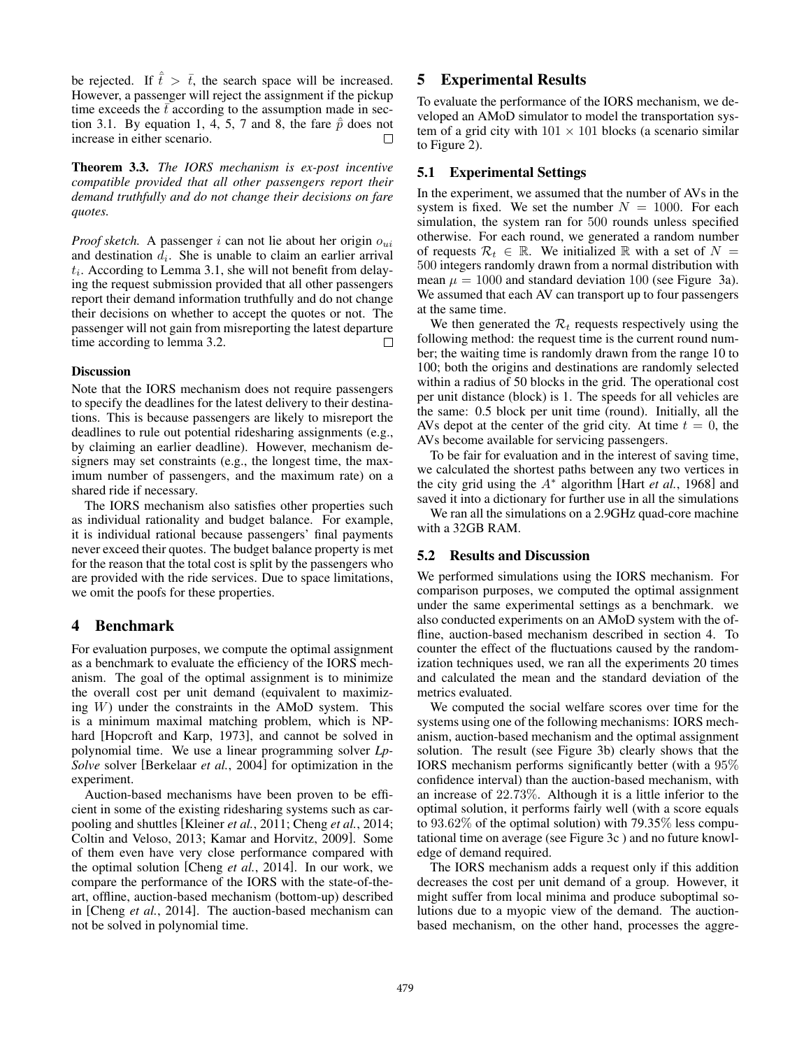be rejected. If $\hat{\hat{t}} > \bar{t}$, the search space will be increased. However, a passenger will reject the assignment if the pickup time exceeds the $\bar{t}$ according to the assumption made in section 3.1. By equation 1, 4, 5, 7 and 8, the fare $\hat{\hat{p}}$ does not increase in either scenario. □

**Theorem 3.3.** *The IORS mechanism is ex-post incentive compatible provided that all other passengers report their demand truthfully and do not change their decisions on fare quotes.*

*Proof sketch.* A passenger $i$ can not lie about her origin $o_{ui}$ and destination $d_i$. She is unable to claim an earlier arrival $t_i$. According to Lemma 3.1, she will not benefit from delaying the request submission provided that all other passengers report their demand information truthfully and do not change their decisions on whether to accept the quotes or not. The passenger will not gain from misreporting the latest departure time according to lemma 3.2. □

#### Discussion

Note that the IORS mechanism does not require passengers to specify the deadlines for the latest delivery to their destinations. This is because passengers are likely to misreport the deadlines to rule out potential ridesharing assignments (e.g., by claiming an earlier deadline). However, mechanism designers may set constraints (e.g., the longest time, the maximum number of passengers, and the maximum rate) on a shared ride if necessary.

The IORS mechanism also satisfies other properties such as individual rationality and budget balance. For example, it is individual rational because passengers' final payments never exceed their quotes. The budget balance property is met for the reason that the total cost is split by the passengers who are provided with the ride services. Due to space limitations, we omit the poofs for these properties.

## 4 Benchmark

For evaluation purposes, we compute the optimal assignment as a benchmark to evaluate the efficiency of the IORS mechanism. The goal of the optimal assignment is to minimize the overall cost per unit demand (equivalent to maximizing $W$) under the constraints in the AMoD system. This is a minimum maximal matching problem, which is NP-hard [Hopcroft and Karp, 1973], and cannot be solved in polynomial time. We use a linear programming solver *Lp-Solve* solver [Berkelaar *et al.*, 2004] for optimization in the experiment.

Auction-based mechanisms have been proven to be efficient in some of the existing ridesharing systems such as carpooling and shuttles [Kleiner *et al.*, 2011; Cheng *et al.*, 2014; Coltin and Veloso, 2013; Kamar and Horvitz, 2009]. Some of them even have very close performance compared with the optimal solution [Cheng *et al.*, 2014]. In our work, we compare the performance of the IORS with the state-of-the-art, offline, auction-based mechanism (bottom-up) described in [Cheng *et al.*, 2014]. The auction-based mechanism can not be solved in polynomial time.

## 5 Experimental Results

To evaluate the performance of the IORS mechanism, we developed an AMoD simulator to model the transportation system of a grid city with $101 \times 101$ blocks (a scenario similar to Figure 2).

### 5.1 Experimental Settings

In the experiment, we assumed that the number of AVs in the system is fixed. We set the number $N = 1000$. For each simulation, the system ran for 500 rounds unless specified otherwise. For each round, we generated a random number of requests $\mathcal{R}_t \in \mathbb{R}$. We initialized $\mathbb{R}$ with a set of $N = 500$ integers randomly drawn from a normal distribution with mean $\mu = 1000$ and standard deviation 100 (see Figure 3a). We assumed that each AV can transport up to four passengers at the same time.

We then generated the $\mathcal{R}_t$ requests respectively using the following method: the request time is the current round number; the waiting time is randomly drawn from the range 10 to 100; both the origins and destinations are randomly selected within a radius of 50 blocks in the grid. The operational cost per unit distance (block) is 1. The speeds for all vehicles are the same: 0.5 block per unit time (round). Initially, all the AVs depot at the center of the grid city. At time $t = 0$, the AVs become available for servicing passengers.

To be fair for evaluation and in the interest of saving time, we calculated the shortest paths between any two vertices in the city grid using the $A^*$ algorithm [Hart *et al.*, 1968] and saved it into a dictionary for further use in all the simulations

We ran all the simulations on a 2.9GHz quad-core machine with a 32GB RAM.

### 5.2 Results and Discussion

We performed simulations using the IORS mechanism. For comparison purposes, we computed the optimal assignment under the same experimental settings as a benchmark. we also conducted experiments on an AMoD system with the offline, auction-based mechanism described in section 4. To counter the effect of the fluctuations caused by the randomization techniques used, we ran all the experiments 20 times and calculated the mean and the standard deviation of the metrics evaluated.

We computed the social welfare scores over time for the systems using one of the following mechanisms: IORS mechanism, auction-based mechanism and the optimal assignment solution. The result (see Figure 3b) clearly shows that the IORS mechanism performs significantly better (with a 95% confidence interval) than the auction-based mechanism, with an increase of 22.73%. Although it is a little inferior to the optimal solution, it performs fairly well (with a score equals to 93.62% of the optimal solution) with 79.35% less computational time on average (see Figure 3c ) and no future knowledge of demand required.

The IORS mechanism adds a request only if this addition decreases the cost per unit demand of a group. However, it might suffer from local minima and produce suboptimal solutions due to a myopic view of the demand. The auction-based mechanism, on the other hand, processes the aggre-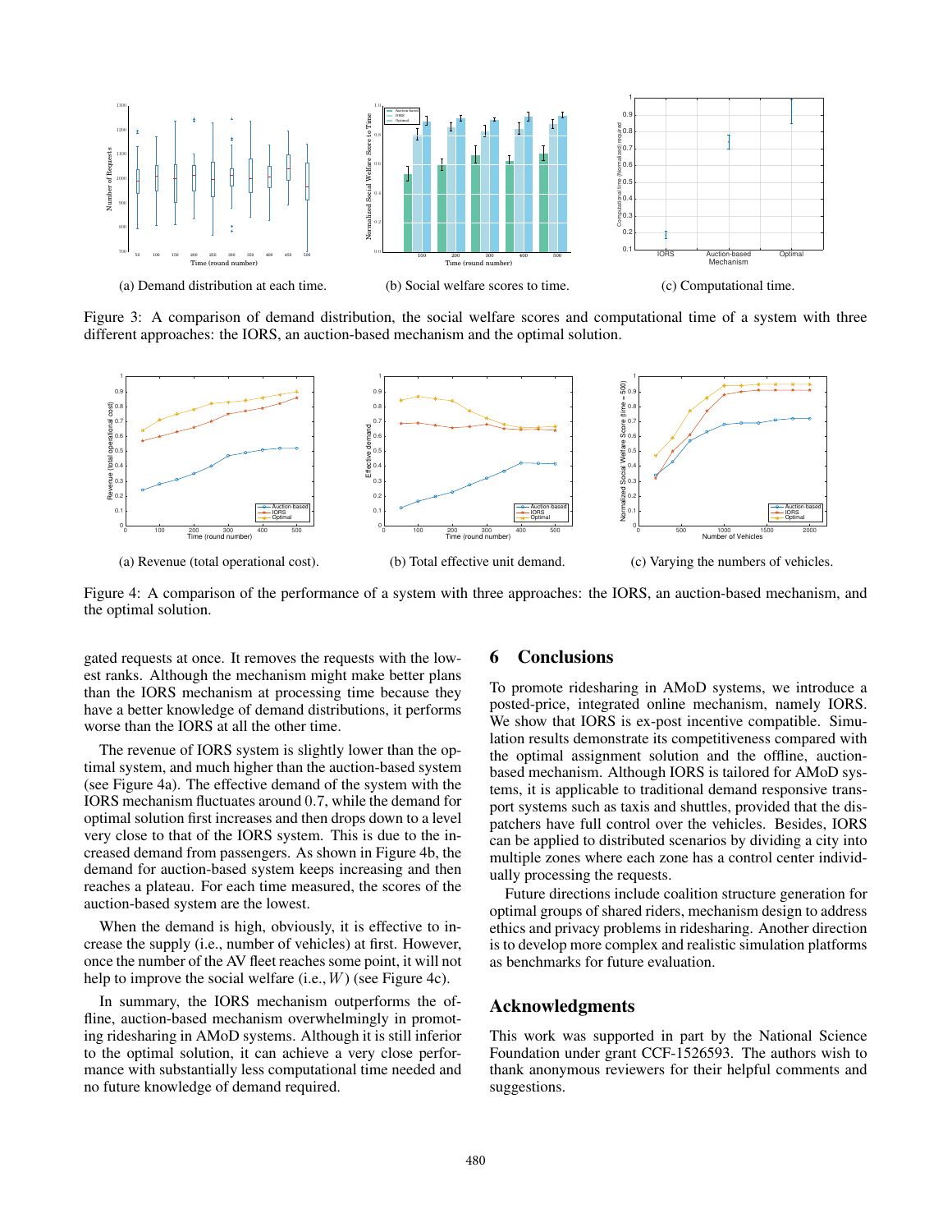(a) Demand distribution at each time.

(b) Social welfare scores to time.

(c) Computational time.

Figure 3: A comparison of demand distribution, the social welfare scores and computational time of a system with three different approaches: the IORS, an auction-based mechanism and the optimal solution.

(a) Revenue (total operational cost).

(b) Total effective unit demand.

(c) Varying the numbers of vehicles.

Figure 4: A comparison of the performance of a system with three approaches: the IORS, an auction-based mechanism, and the optimal solution.

gated requests at once. It removes the requests with the lowest ranks. Although the mechanism might make better plans than the IORS mechanism at processing time because they have a better knowledge of demand distributions, it performs worse than the IORS at all the other time.

The revenue of IORS system is slightly lower than the optimal system, and much higher than the auction-based system (see Figure 4a). The effective demand of the system with the IORS mechanism fluctuates around 0.7, while the demand for optimal solution first increases and then drops down to a level very close to that of the IORS system. This is due to the increased demand from passengers. As shown in Figure 4b, the demand for auction-based system keeps increasing and then reaches a plateau. For each time measured, the scores of the auction-based system are the lowest.

When the demand is high, obviously, it is effective to increase the supply (i.e., number of vehicles) at first. However, once the number of the AV fleet reaches some point, it will not help to improve the social welfare (i.e., $W$) (see Figure 4c).

In summary, the IORS mechanism outperforms the offline, auction-based mechanism overwhelmingly in promoting ridesharing in AMoD systems. Although it is still inferior to the optimal solution, it can achieve a very close performance with substantially less computational time needed and no future knowledge of demand required.

## 6 Conclusions

To promote ridesharing in AMoD systems, we introduce a posted-price, integrated online mechanism, namely IORS. We show that IORS is ex-post incentive compatible. Simulation results demonstrate its competitiveness compared with the optimal assignment solution and the offline, auction-based mechanism. Although IORS is tailored for AMoD systems, it is applicable to traditional demand responsive transport systems such as taxis and shuttles, provided that the dispatchers have full control over the vehicles. Besides, IORS can be applied to distributed scenarios by dividing a city into multiple zones where each zone has a control center individually processing the requests.

Future directions include coalition structure generation for optimal groups of shared riders, mechanism design to address ethics and privacy problems in ridesharing. Another direction is to develop more complex and realistic simulation platforms as benchmarks for future evaluation.

## Acknowledgments

This work was supported in part by the National Science Foundation under grant CCF-1526593. The authors wish to thank anonymous reviewers for their helpful comments and suggestions.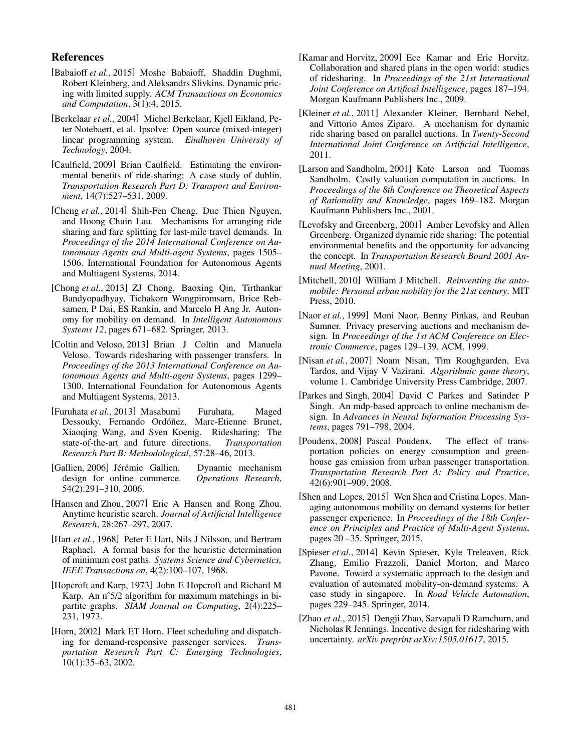## References

[Babaioff *et al.*, 2015] Moshe Babaioff, Shaddin Dughmi, Robert Kleinberg, and Aleksandrs Slivkins. Dynamic pricing with limited supply. *ACM Transactions on Economics and Computation*, 3(1):4, 2015.

[Berkelaar *et al.*, 2004] Michel Berkelaar, Kjell Eikland, Peter Notebaert, et al. lpsolve: Open source (mixed-integer) linear programming system. *Eindhoven University of Technology*, 2004.

[Caulfield, 2009] Brian Caulfield. Estimating the environmental benefits of ride-sharing: A case study of dublin. *Transportation Research Part D: Transport and Environment*, 14(7):527–531, 2009.

[Cheng *et al.*, 2014] Shih-Fen Cheng, Duc Thien Nguyen, and Hoong Chuin Lau. Mechanisms for arranging ride sharing and fare splitting for last-mile travel demands. In *Proceedings of the 2014 International Conference on Autonomous Agents and Multi-agent Systems*, pages 1505–1506. International Foundation for Autonomous Agents and Multiagent Systems, 2014.

[Chong *et al.*, 2013] ZJ Chong, Baoxing Qin, Tirthankar Bandyopadhyay, Tichakorn Wongpiromsarn, Brice Rebsamen, P Dai, ES Rankin, and Marcelo H Ang Jr. Autonomy for mobility on demand. In *Intelligent Autonomous Systems 12*, pages 671–682. Springer, 2013.

[Coltin and Veloso, 2013] Brian J Coltin and Manuela Veloso. Towards ridesharing with passenger transfers. In *Proceedings of the 2013 International Conference on Autonomous Agents and Multi-agent Systems*, pages 1299–1300. International Foundation for Autonomous Agents and Multiagent Systems, 2013.

[Furuhata *et al.*, 2013] Masabumi Furuhata, Maged Dessouky, Fernando Ordóñez, Marc-Etienne Brunet, Xiaoqing Wang, and Sven Koenig. Ridesharing: The state-of-the-art and future directions. *Transportation Research Part B: Methodological*, 57:28–46, 2013.

[Gallien, 2006] Jérémie Gallien. Dynamic mechanism design for online commerce. *Operations Research*, 54(2):291–310, 2006.

[Hansen and Zhou, 2007] Eric A Hansen and Rong Zhou. Anytime heuristic search. *Journal of Artificial Intelligence Research*, 28:267–297, 2007.

[Hart *et al.*, 1968] Peter E Hart, Nils J Nilsson, and Bertram Raphael. A formal basis for the heuristic determination of minimum cost paths. *Systems Science and Cybernetics, IEEE Transactions on*, 4(2):100–107, 1968.

[Hopcroft and Karp, 1973] John E Hopcroft and Richard M Karp. An n^5/2 algorithm for maximum matchings in bipartite graphs. *SIAM Journal on Computing*, 2(4):225–231, 1973.

[Horn, 2002] Mark ET Horn. Fleet scheduling and dispatching for demand-responsive passenger services. *Transportation Research Part C: Emerging Technologies*, 10(1):35–63, 2002.

[Kamar and Horvitz, 2009] Ece Kamar and Eric Horvitz. Collaboration and shared plans in the open world: studies of ridesharing. In *Proceedings of the 21st International Joint Conference on Artifical Intelligence*, pages 187–194. Morgan Kaufmann Publishers Inc., 2009.

[Kleiner *et al.*, 2011] Alexander Kleiner, Bernhard Nebel, and Vittorio Amos Ziparo. A mechanism for dynamic ride sharing based on parallel auctions. In *Twenty-Second International Joint Conference on Artificial Intelligence*, 2011.

[Larson and Sandholm, 2001] Kate Larson and Tuomas Sandholm. Costly valuation computation in auctions. In *Proceedings of the 8th Conference on Theoretical Aspects of Rationality and Knowledge*, pages 169–182. Morgan Kaufmann Publishers Inc., 2001.

[Levofsky and Greenberg, 2001] Amber Levofsky and Allen Greenberg. Organized dynamic ride sharing: The potential environmental benefits and the opportunity for advancing the concept. In *Transportation Research Board 2001 Annual Meeting*, 2001.

[Mitchell, 2010] William J Mitchell. *Reinventing the automobile: Personal urban mobility for the 21st century*. MIT Press, 2010.

[Naor *et al.*, 1999] Moni Naor, Benny Pinkas, and Reuban Sumner. Privacy preserving auctions and mechanism design. In *Proceedings of the 1st ACM Conference on Electronic Commerce*, pages 129–139. ACM, 1999.

[Nisan *et al.*, 2007] Noam Nisan, Tim Roughgarden, Eva Tardos, and Vijay V Vazirani. *Algorithmic game theory*, volume 1. Cambridge University Press Cambridge, 2007.

[Parkes and Singh, 2004] David C Parkes and Satinder P Singh. An mdp-based approach to online mechanism design. In *Advances in Neural Information Processing Systems*, pages 791–798, 2004.

[Poudenx, 2008] Pascal Poudenx. The effect of transportation policies on energy consumption and greenhouse gas emission from urban passenger transportation. *Transportation Research Part A: Policy and Practice*, 42(6):901–909, 2008.

[Shen and Lopes, 2015] Wen Shen and Cristina Lopes. Managing autonomous mobility on demand systems for better passenger experience. In *Proceedings of the 18th Conference on Principles and Practice of Multi-Agent Systems*, pages 20 –35. Springer, 2015.

[Spieser *et al.*, 2014] Kevin Spieser, Kyle Treleaven, Rick Zhang, Emilio Frazzoli, Daniel Morton, and Marco Pavone. Toward a systematic approach to the design and evaluation of automated mobility-on-demand systems: A case study in singapore. In *Road Vehicle Automation*, pages 229–245. Springer, 2014.

[Zhao *et al.*, 2015] Dengji Zhao, Sarvapali D Ramchurn, and Nicholas R Jennings. Incentive design for ridesharing with uncertainty. *arXiv preprint arXiv:1505.01617*, 2015.